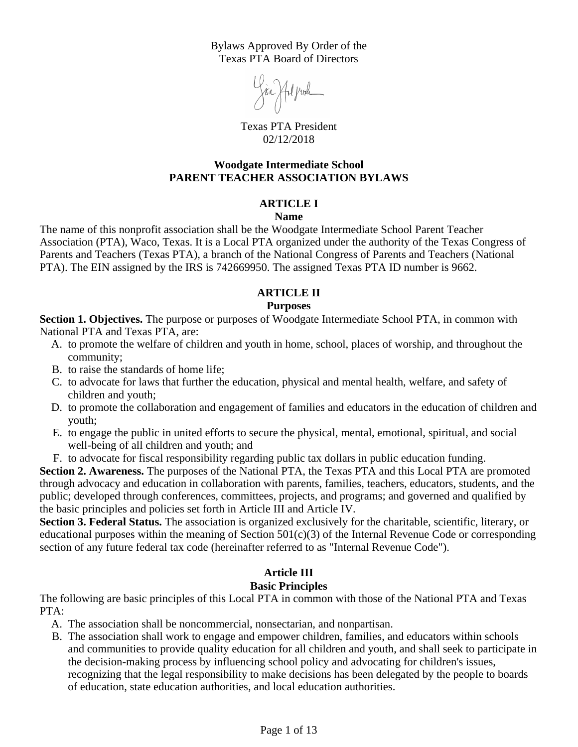Bylaws Approved By Order of the
Texas PTA Board of Directors

Texas PTA President
02/12/2018

# Woodgate Intermediate School PARENT TEACHER ASSOCIATION BYLAWS

## ARTICLE I
### Name

The name of this nonprofit association shall be the Woodgate Intermediate School Parent Teacher Association (PTA), Waco, Texas. It is a Local PTA organized under the authority of the Texas Congress of Parents and Teachers (Texas PTA), a branch of the National Congress of Parents and Teachers (National PTA). The EIN assigned by the IRS is 742669950. The assigned Texas PTA ID number is 9662.

## ARTICLE II
### Purposes

**Section 1. Objectives.** The purpose or purposes of Woodgate Intermediate School PTA, in common with National PTA and Texas PTA, are:

A. to promote the welfare of children and youth in home, school, places of worship, and throughout the community;
B. to raise the standards of home life;
C. to advocate for laws that further the education, physical and mental health, welfare, and safety of children and youth;
D. to promote the collaboration and engagement of families and educators in the education of children and youth;
E. to engage the public in united efforts to secure the physical, mental, emotional, spiritual, and social well-being of all children and youth; and
F. to advocate for fiscal responsibility regarding public tax dollars in public education funding.

**Section 2. Awareness.** The purposes of the National PTA, the Texas PTA and this Local PTA are promoted through advocacy and education in collaboration with parents, families, teachers, educators, students, and the public; developed through conferences, committees, projects, and programs; and governed and qualified by the basic principles and policies set forth in Article III and Article IV.

**Section 3. Federal Status.** The association is organized exclusively for the charitable, scientific, literary, or educational purposes within the meaning of Section 501(c)(3) of the Internal Revenue Code or corresponding section of any future federal tax code (hereinafter referred to as "Internal Revenue Code").

## Article III
### Basic Principles

The following are basic principles of this Local PTA in common with those of the National PTA and Texas PTA:

A. The association shall be noncommercial, nonsectarian, and nonpartisan.
B. The association shall work to engage and empower children, families, and educators within schools and communities to provide quality education for all children and youth, and shall seek to participate in the decision-making process by influencing school policy and advocating for children's issues, recognizing that the legal responsibility to make decisions has been delegated by the people to boards of education, state education authorities, and local education authorities.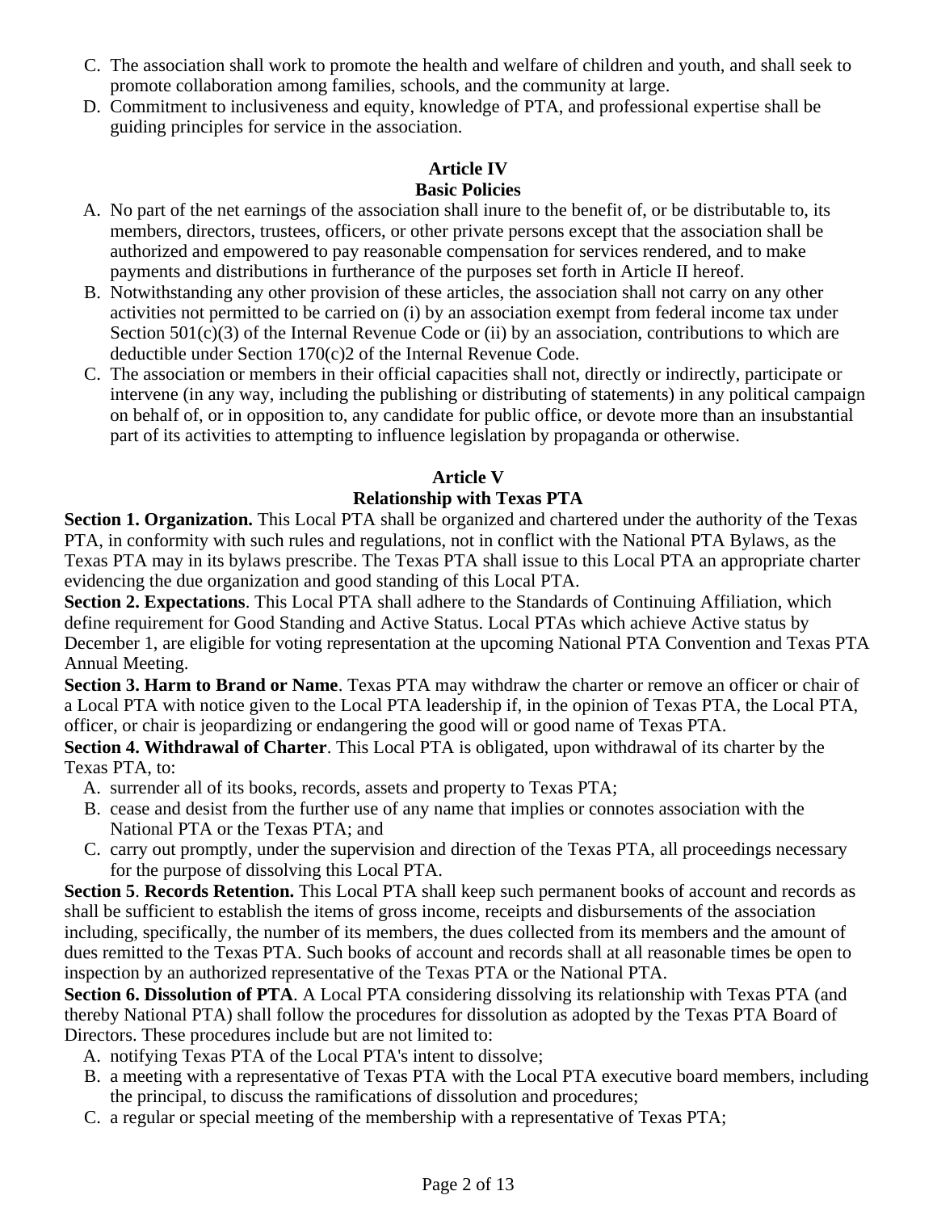C. The association shall work to promote the health and welfare of children and youth, and shall seek to promote collaboration among families, schools, and the community at large.
D. Commitment to inclusiveness and equity, knowledge of PTA, and professional expertise shall be guiding principles for service in the association.

## Article IV
## Basic Policies

A. No part of the net earnings of the association shall inure to the benefit of, or be distributable to, its members, directors, trustees, officers, or other private persons except that the association shall be authorized and empowered to pay reasonable compensation for services rendered, and to make payments and distributions in furtherance of the purposes set forth in Article II hereof.
B. Notwithstanding any other provision of these articles, the association shall not carry on any other activities not permitted to be carried on (i) by an association exempt from federal income tax under Section 501(c)(3) of the Internal Revenue Code or (ii) by an association, contributions to which are deductible under Section 170(c)2 of the Internal Revenue Code.
C. The association or members in their official capacities shall not, directly or indirectly, participate or intervene (in any way, including the publishing or distributing of statements) in any political campaign on behalf of, or in opposition to, any candidate for public office, or devote more than an insubstantial part of its activities to attempting to influence legislation by propaganda or otherwise.

## Article V
## Relationship with Texas PTA

**Section 1. Organization.** This Local PTA shall be organized and chartered under the authority of the Texas PTA, in conformity with such rules and regulations, not in conflict with the National PTA Bylaws, as the Texas PTA may in its bylaws prescribe. The Texas PTA shall issue to this Local PTA an appropriate charter evidencing the due organization and good standing of this Local PTA.

**Section 2. Expectations**. This Local PTA shall adhere to the Standards of Continuing Affiliation, which define requirement for Good Standing and Active Status. Local PTAs which achieve Active status by December 1, are eligible for voting representation at the upcoming National PTA Convention and Texas PTA Annual Meeting.

**Section 3. Harm to Brand or Name**. Texas PTA may withdraw the charter or remove an officer or chair of a Local PTA with notice given to the Local PTA leadership if, in the opinion of Texas PTA, the Local PTA, officer, or chair is jeopardizing or endangering the good will or good name of Texas PTA.

**Section 4. Withdrawal of Charter**. This Local PTA is obligated, upon withdrawal of its charter by the Texas PTA, to:

A. surrender all of its books, records, assets and property to Texas PTA;
B. cease and desist from the further use of any name that implies or connotes association with the National PTA or the Texas PTA; and
C. carry out promptly, under the supervision and direction of the Texas PTA, all proceedings necessary for the purpose of dissolving this Local PTA.

**Section 5**. **Records Retention.** This Local PTA shall keep such permanent books of account and records as shall be sufficient to establish the items of gross income, receipts and disbursements of the association including, specifically, the number of its members, the dues collected from its members and the amount of dues remitted to the Texas PTA. Such books of account and records shall at all reasonable times be open to inspection by an authorized representative of the Texas PTA or the National PTA.

**Section 6. Dissolution of PTA**. A Local PTA considering dissolving its relationship with Texas PTA (and thereby National PTA) shall follow the procedures for dissolution as adopted by the Texas PTA Board of Directors. These procedures include but are not limited to:

A. notifying Texas PTA of the Local PTA's intent to dissolve;
B. a meeting with a representative of Texas PTA with the Local PTA executive board members, including the principal, to discuss the ramifications of dissolution and procedures;
C. a regular or special meeting of the membership with a representative of Texas PTA;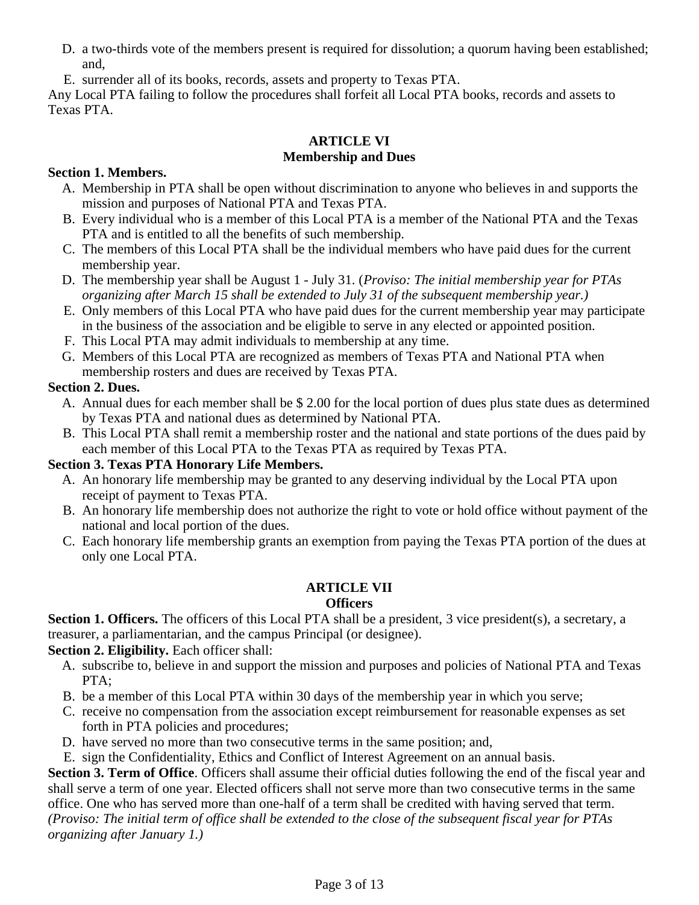D. a two-thirds vote of the members present is required for dissolution; a quorum having been established; and,
E. surrender all of its books, records, assets and property to Texas PTA.

Any Local PTA failing to follow the procedures shall forfeit all Local PTA books, records and assets to Texas PTA.

## ARTICLE VI
## Membership and Dues

**Section 1. Members.**

A. Membership in PTA shall be open without discrimination to anyone who believes in and supports the mission and purposes of National PTA and Texas PTA.
B. Every individual who is a member of this Local PTA is a member of the National PTA and the Texas PTA and is entitled to all the benefits of such membership.
C. The members of this Local PTA shall be the individual members who have paid dues for the current membership year.
D. The membership year shall be August 1 - July 31. (*Proviso: The initial membership year for PTAs organizing after March 15 shall be extended to July 31 of the subsequent membership year.)*
E. Only members of this Local PTA who have paid dues for the current membership year may participate in the business of the association and be eligible to serve in any elected or appointed position.
F. This Local PTA may admit individuals to membership at any time.
G. Members of this Local PTA are recognized as members of Texas PTA and National PTA when membership rosters and dues are received by Texas PTA.

**Section 2. Dues.**

A. Annual dues for each member shall be $ 2.00 for the local portion of dues plus state dues as determined by Texas PTA and national dues as determined by National PTA.
B. This Local PTA shall remit a membership roster and the national and state portions of the dues paid by each member of this Local PTA to the Texas PTA as required by Texas PTA.

**Section 3. Texas PTA Honorary Life Members.**

A. An honorary life membership may be granted to any deserving individual by the Local PTA upon receipt of payment to Texas PTA.
B. An honorary life membership does not authorize the right to vote or hold office without payment of the national and local portion of the dues.
C. Each honorary life membership grants an exemption from paying the Texas PTA portion of the dues at only one Local PTA.

## ARTICLE VII
## Officers

**Section 1. Officers.** The officers of this Local PTA shall be a president, 3 vice president(s), a secretary, a treasurer, a parliamentarian, and the campus Principal (or designee).

**Section 2. Eligibility.** Each officer shall:

A. subscribe to, believe in and support the mission and purposes and policies of National PTA and Texas PTA;
B. be a member of this Local PTA within 30 days of the membership year in which you serve;
C. receive no compensation from the association except reimbursement for reasonable expenses as set forth in PTA policies and procedures;
D. have served no more than two consecutive terms in the same position; and,
E. sign the Confidentiality, Ethics and Conflict of Interest Agreement on an annual basis.

**Section 3. Term of Office**. Officers shall assume their official duties following the end of the fiscal year and shall serve a term of one year. Elected officers shall not serve more than two consecutive terms in the same office. One who has served more than one-half of a term shall be credited with having served that term. *(Proviso: The initial term of office shall be extended to the close of the subsequent fiscal year for PTAs organizing after January 1.)*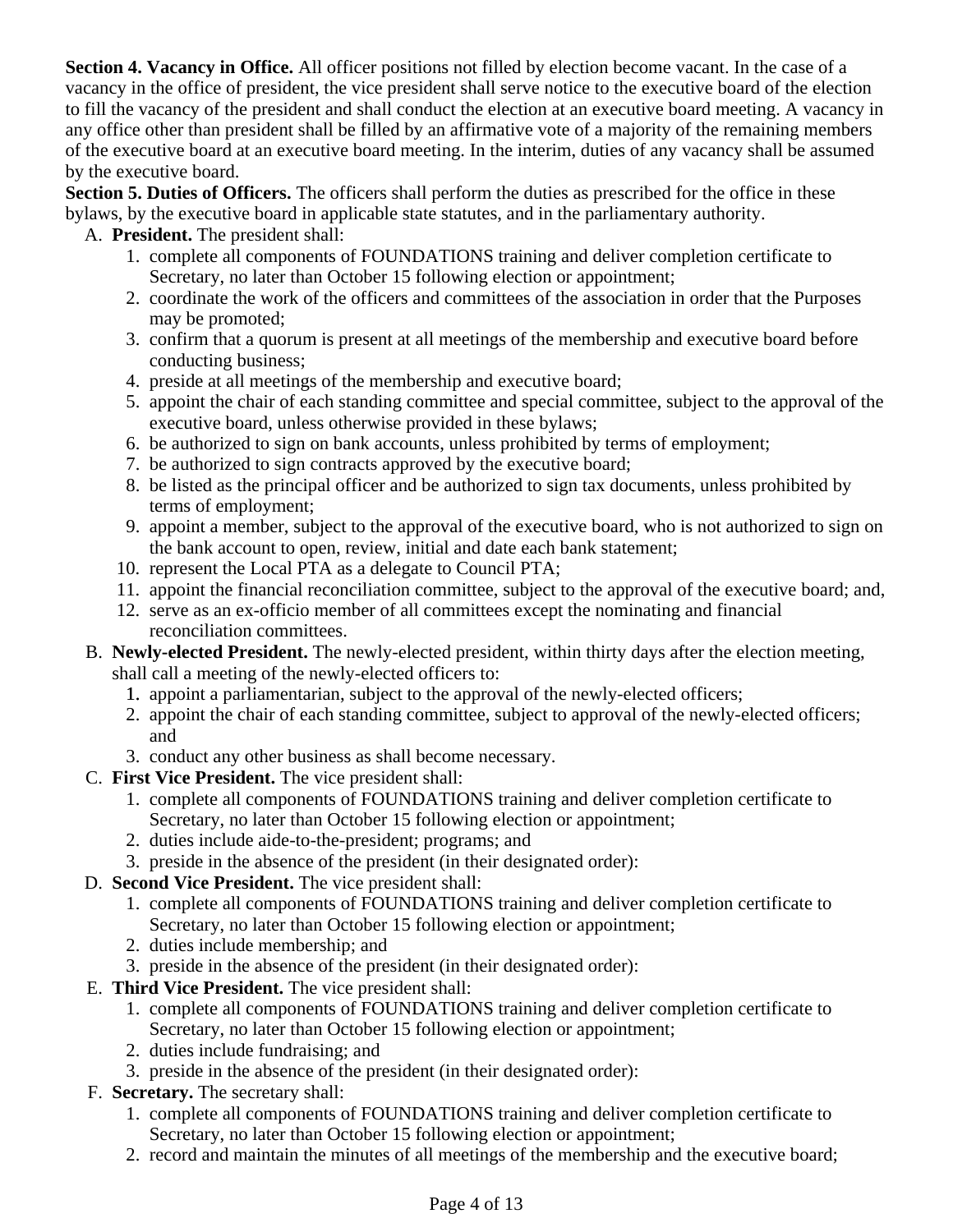**Section 4. Vacancy in Office.** All officer positions not filled by election become vacant. In the case of a vacancy in the office of president, the vice president shall serve notice to the executive board of the election to fill the vacancy of the president and shall conduct the election at an executive board meeting. A vacancy in any office other than president shall be filled by an affirmative vote of a majority of the remaining members of the executive board at an executive board meeting. In the interim, duties of any vacancy shall be assumed by the executive board.

**Section 5. Duties of Officers.** The officers shall perform the duties as prescribed for the office in these bylaws, by the executive board in applicable state statutes, and in the parliamentary authority.

A. **President.** The president shall:
   1. complete all components of FOUNDATIONS training and deliver completion certificate to Secretary, no later than October 15 following election or appointment;
   2. coordinate the work of the officers and committees of the association in order that the Purposes may be promoted;
   3. confirm that a quorum is present at all meetings of the membership and executive board before conducting business;
   4. preside at all meetings of the membership and executive board;
   5. appoint the chair of each standing committee and special committee, subject to the approval of the executive board, unless otherwise provided in these bylaws;
   6. be authorized to sign on bank accounts, unless prohibited by terms of employment;
   7. be authorized to sign contracts approved by the executive board;
   8. be listed as the principal officer and be authorized to sign tax documents, unless prohibited by terms of employment;
   9. appoint a member, subject to the approval of the executive board, who is not authorized to sign on the bank account to open, review, initial and date each bank statement;
   10. represent the Local PTA as a delegate to Council PTA;
   11. appoint the financial reconciliation committee, subject to the approval of the executive board; and,
   12. serve as an ex-officio member of all committees except the nominating and financial reconciliation committees.

B. **Newly-elected President.** The newly-elected president, within thirty days after the election meeting, shall call a meeting of the newly-elected officers to:
   1. appoint a parliamentarian, subject to the approval of the newly-elected officers;
   2. appoint the chair of each standing committee, subject to approval of the newly-elected officers; and
   3. conduct any other business as shall become necessary.

C. **First Vice President.** The vice president shall:
   1. complete all components of FOUNDATIONS training and deliver completion certificate to Secretary, no later than October 15 following election or appointment;
   2. duties include aide-to-the-president; programs; and
   3. preside in the absence of the president (in their designated order):

D. **Second Vice President.** The vice president shall:
   1. complete all components of FOUNDATIONS training and deliver completion certificate to Secretary, no later than October 15 following election or appointment;
   2. duties include membership; and
   3. preside in the absence of the president (in their designated order):

E. **Third Vice President.** The vice president shall:
   1. complete all components of FOUNDATIONS training and deliver completion certificate to Secretary, no later than October 15 following election or appointment;
   2. duties include fundraising; and
   3. preside in the absence of the president (in their designated order):

F. **Secretary.** The secretary shall:
   1. complete all components of FOUNDATIONS training and deliver completion certificate to Secretary, no later than October 15 following election or appointment;
   2. record and maintain the minutes of all meetings of the membership and the executive board;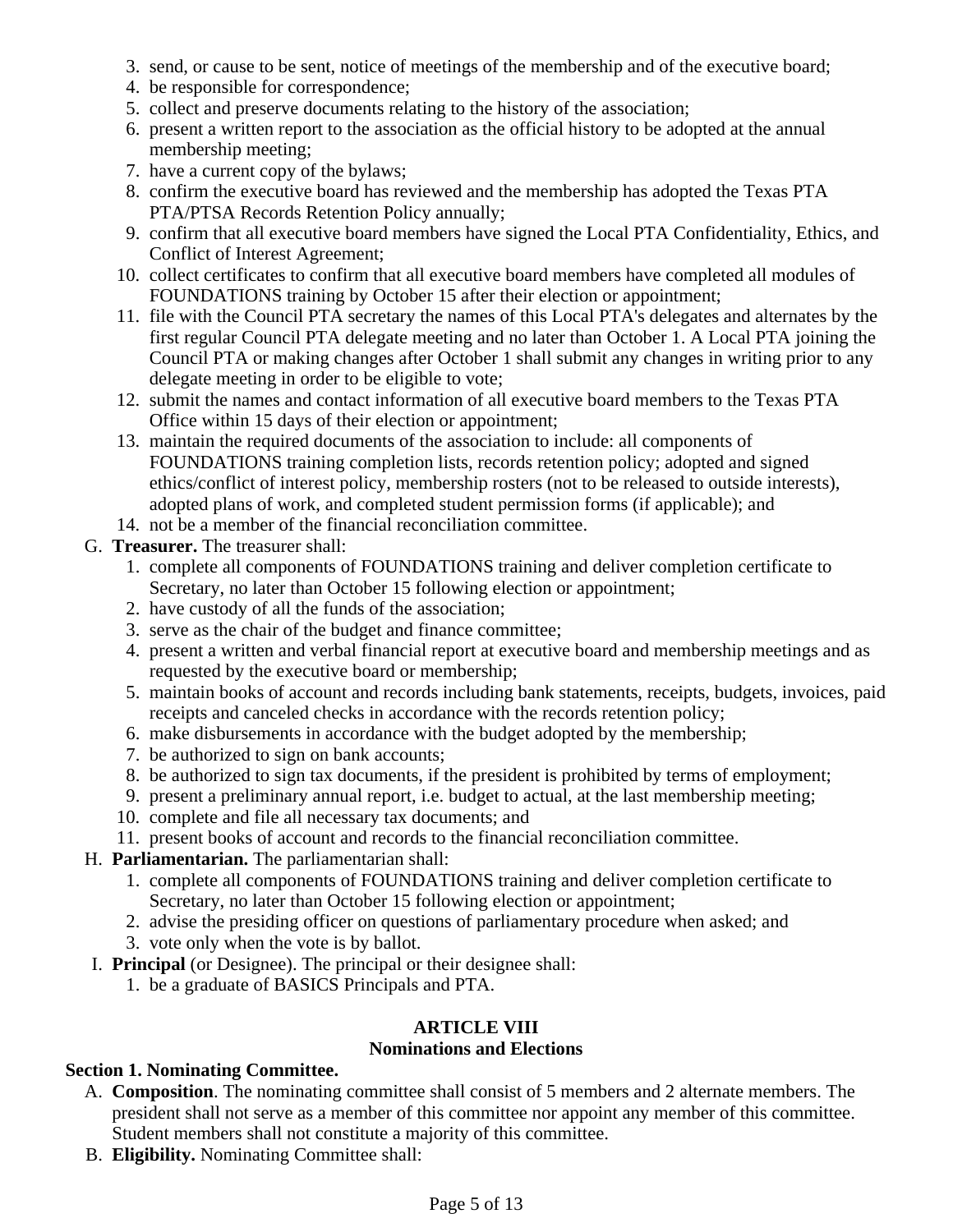3. send, or cause to be sent, notice of meetings of the membership and of the executive board;
4. be responsible for correspondence;
5. collect and preserve documents relating to the history of the association;
6. present a written report to the association as the official history to be adopted at the annual membership meeting;
7. have a current copy of the bylaws;
8. confirm the executive board has reviewed and the membership has adopted the Texas PTA PTA/PTSA Records Retention Policy annually;
9. confirm that all executive board members have signed the Local PTA Confidentiality, Ethics, and Conflict of Interest Agreement;
10. collect certificates to confirm that all executive board members have completed all modules of FOUNDATIONS training by October 15 after their election or appointment;
11. file with the Council PTA secretary the names of this Local PTA's delegates and alternates by the first regular Council PTA delegate meeting and no later than October 1. A Local PTA joining the Council PTA or making changes after October 1 shall submit any changes in writing prior to any delegate meeting in order to be eligible to vote;
12. submit the names and contact information of all executive board members to the Texas PTA Office within 15 days of their election or appointment;
13. maintain the required documents of the association to include: all components of FOUNDATIONS training completion lists, records retention policy; adopted and signed ethics/conflict of interest policy, membership rosters (not to be released to outside interests), adopted plans of work, and completed student permission forms (if applicable); and
14. not be a member of the financial reconciliation committee.

G. **Treasurer.** The treasurer shall:
1. complete all components of FOUNDATIONS training and deliver completion certificate to Secretary, no later than October 15 following election or appointment;
2. have custody of all the funds of the association;
3. serve as the chair of the budget and finance committee;
4. present a written and verbal financial report at executive board and membership meetings and as requested by the executive board or membership;
5. maintain books of account and records including bank statements, receipts, budgets, invoices, paid receipts and canceled checks in accordance with the records retention policy;
6. make disbursements in accordance with the budget adopted by the membership;
7. be authorized to sign on bank accounts;
8. be authorized to sign tax documents, if the president is prohibited by terms of employment;
9. present a preliminary annual report, i.e. budget to actual, at the last membership meeting;
10. complete and file all necessary tax documents; and
11. present books of account and records to the financial reconciliation committee.

H. **Parliamentarian.** The parliamentarian shall:
1. complete all components of FOUNDATIONS training and deliver completion certificate to Secretary, no later than October 15 following election or appointment;
2. advise the presiding officer on questions of parliamentary procedure when asked; and
3. vote only when the vote is by ballot.

I. **Principal** (or Designee). The principal or their designee shall:
1. be a graduate of BASICS Principals and PTA.

## ARTICLE VIII
## Nominations and Elections

**Section 1. Nominating Committee.**

A. **Composition**. The nominating committee shall consist of 5 members and 2 alternate members. The president shall not serve as a member of this committee nor appoint any member of this committee. Student members shall not constitute a majority of this committee.

B. **Eligibility.** Nominating Committee shall: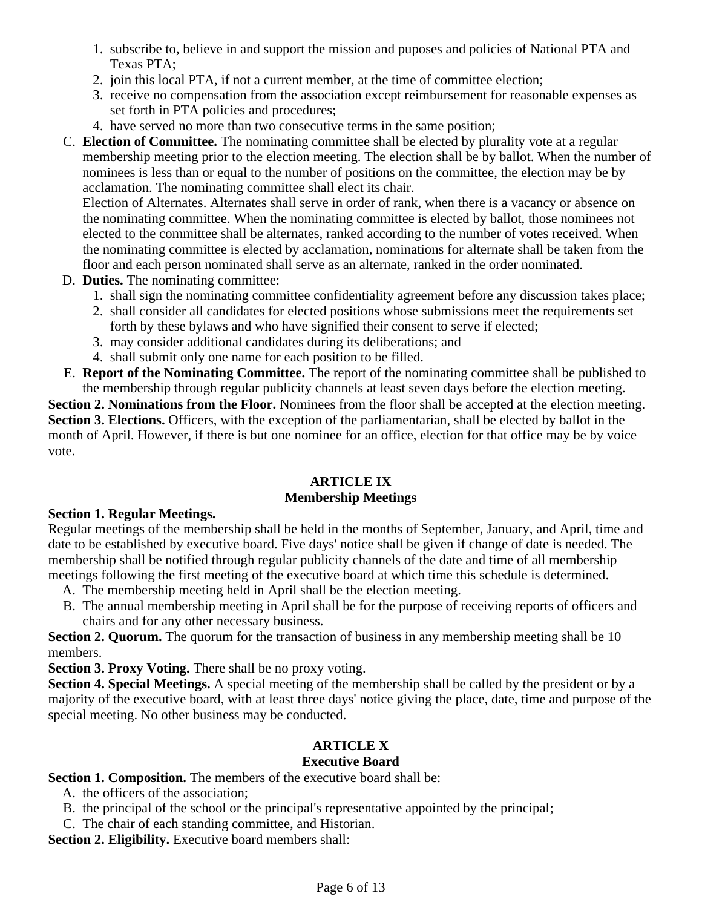1. subscribe to, believe in and support the mission and puposes and policies of National PTA and Texas PTA;
2. join this local PTA, if not a current member, at the time of committee election;
3. receive no compensation from the association except reimbursement for reasonable expenses as set forth in PTA policies and procedures;
4. have served no more than two consecutive terms in the same position;

C. **Election of Committee.** The nominating committee shall be elected by plurality vote at a regular membership meeting prior to the election meeting. The election shall be by ballot. When the number of nominees is less than or equal to the number of positions on the committee, the election may be by acclamation. The nominating committee shall elect its chair.
Election of Alternates. Alternates shall serve in order of rank, when there is a vacancy or absence on the nominating committee. When the nominating committee is elected by ballot, those nominees not elected to the committee shall be alternates, ranked according to the number of votes received. When the nominating committee is elected by acclamation, nominations for alternate shall be taken from the floor and each person nominated shall serve as an alternate, ranked in the order nominated.

D. **Duties.** The nominating committee:
1. shall sign the nominating committee confidentiality agreement before any discussion takes place;
2. shall consider all candidates for elected positions whose submissions meet the requirements set forth by these bylaws and who have signified their consent to serve if elected;
3. may consider additional candidates during its deliberations; and
4. shall submit only one name for each position to be filled.

E. **Report of the Nominating Committee.** The report of the nominating committee shall be published to the membership through regular publicity channels at least seven days before the election meeting.

**Section 2. Nominations from the Floor.** Nominees from the floor shall be accepted at the election meeting.
**Section 3. Elections.** Officers, with the exception of the parliamentarian, shall be elected by ballot in the month of April. However, if there is but one nominee for an office, election for that office may be by voice vote.

## ARTICLE IX
## Membership Meetings

**Section 1. Regular Meetings.**
Regular meetings of the membership shall be held in the months of September, January, and April, time and date to be established by executive board. Five days' notice shall be given if change of date is needed. The membership shall be notified through regular publicity channels of the date and time of all membership meetings following the first meeting of the executive board at which time this schedule is determined.

A. The membership meeting held in April shall be the election meeting.
B. The annual membership meeting in April shall be for the purpose of receiving reports of officers and chairs and for any other necessary business.

**Section 2. Quorum.** The quorum for the transaction of business in any membership meeting shall be 10 members.
**Section 3. Proxy Voting.** There shall be no proxy voting.
**Section 4. Special Meetings.** A special meeting of the membership shall be called by the president or by a majority of the executive board, with at least three days' notice giving the place, date, time and purpose of the special meeting. No other business may be conducted.

## ARTICLE X
## Executive Board

**Section 1. Composition.** The members of the executive board shall be:

A. the officers of the association;
B. the principal of the school or the principal's representative appointed by the principal;
C. The chair of each standing committee, and Historian.

**Section 2. Eligibility.** Executive board members shall: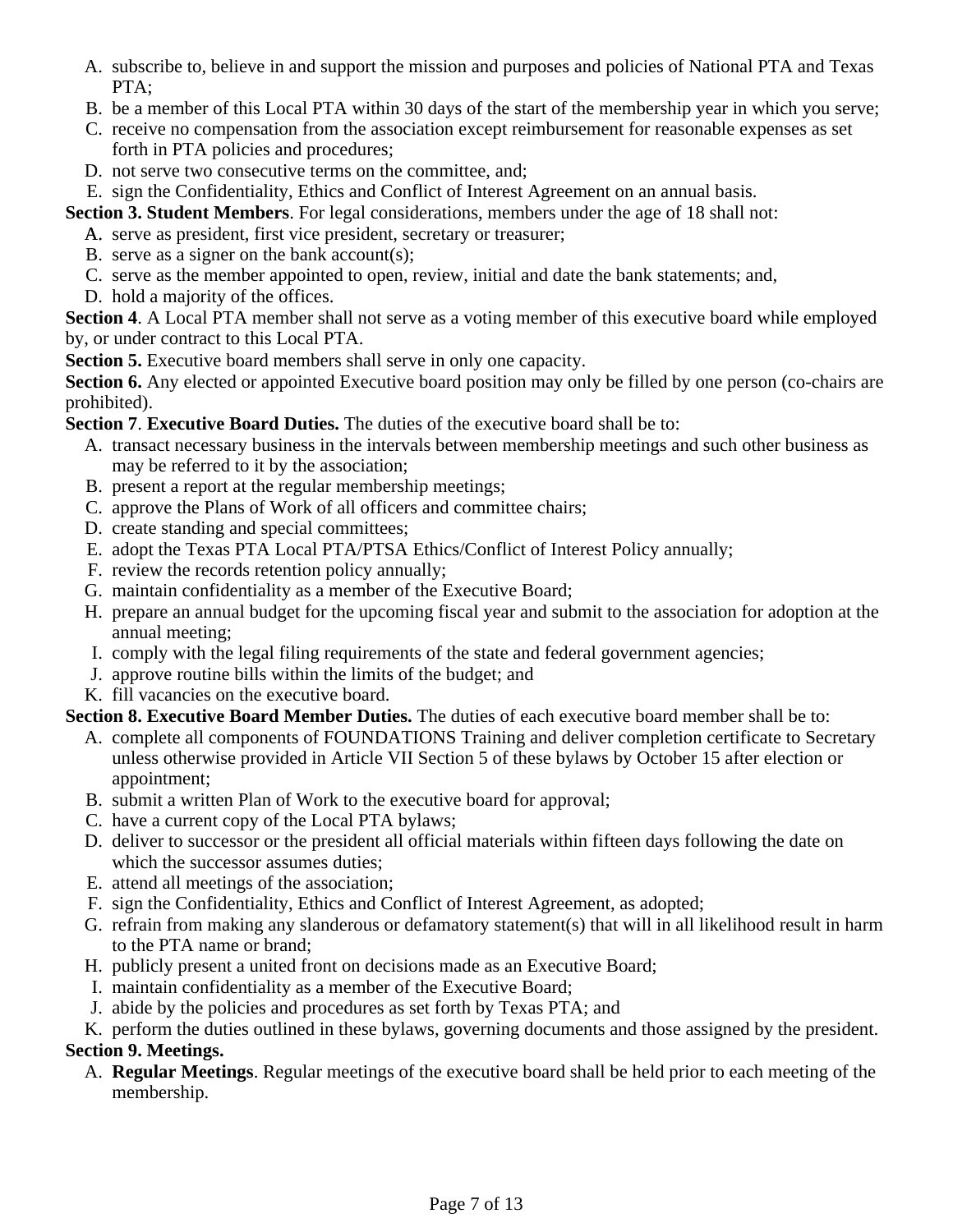A. subscribe to, believe in and support the mission and purposes and policies of National PTA and Texas PTA;
B. be a member of this Local PTA within 30 days of the start of the membership year in which you serve;
C. receive no compensation from the association except reimbursement for reasonable expenses as set forth in PTA policies and procedures;
D. not serve two consecutive terms on the committee, and;
E. sign the Confidentiality, Ethics and Conflict of Interest Agreement on an annual basis.

**Section 3. Student Members**. For legal considerations, members under the age of 18 shall not:

A. serve as president, first vice president, secretary or treasurer;
B. serve as a signer on the bank account(s);
C. serve as the member appointed to open, review, initial and date the bank statements; and,
D. hold a majority of the offices.

**Section 4**. A Local PTA member shall not serve as a voting member of this executive board while employed by, or under contract to this Local PTA.

**Section 5.** Executive board members shall serve in only one capacity.

**Section 6.** Any elected or appointed Executive board position may only be filled by one person (co-chairs are prohibited).

**Section 7**. **Executive Board Duties.** The duties of the executive board shall be to:

A. transact necessary business in the intervals between membership meetings and such other business as may be referred to it by the association;
B. present a report at the regular membership meetings;
C. approve the Plans of Work of all officers and committee chairs;
D. create standing and special committees;
E. adopt the Texas PTA Local PTA/PTSA Ethics/Conflict of Interest Policy annually;
F. review the records retention policy annually;
G. maintain confidentiality as a member of the Executive Board;
H. prepare an annual budget for the upcoming fiscal year and submit to the association for adoption at the annual meeting;
I. comply with the legal filing requirements of the state and federal government agencies;
J. approve routine bills within the limits of the budget; and
K. fill vacancies on the executive board.

**Section 8. Executive Board Member Duties.** The duties of each executive board member shall be to:

A. complete all components of FOUNDATIONS Training and deliver completion certificate to Secretary unless otherwise provided in Article VII Section 5 of these bylaws by October 15 after election or appointment;
B. submit a written Plan of Work to the executive board for approval;
C. have a current copy of the Local PTA bylaws;
D. deliver to successor or the president all official materials within fifteen days following the date on which the successor assumes duties;
E. attend all meetings of the association;
F. sign the Confidentiality, Ethics and Conflict of Interest Agreement, as adopted;
G. refrain from making any slanderous or defamatory statement(s) that will in all likelihood result in harm to the PTA name or brand;
H. publicly present a united front on decisions made as an Executive Board;
I. maintain confidentiality as a member of the Executive Board;
J. abide by the policies and procedures as set forth by Texas PTA; and
K. perform the duties outlined in these bylaws, governing documents and those assigned by the president.

**Section 9. Meetings.**

A. **Regular Meetings**. Regular meetings of the executive board shall be held prior to each meeting of the membership.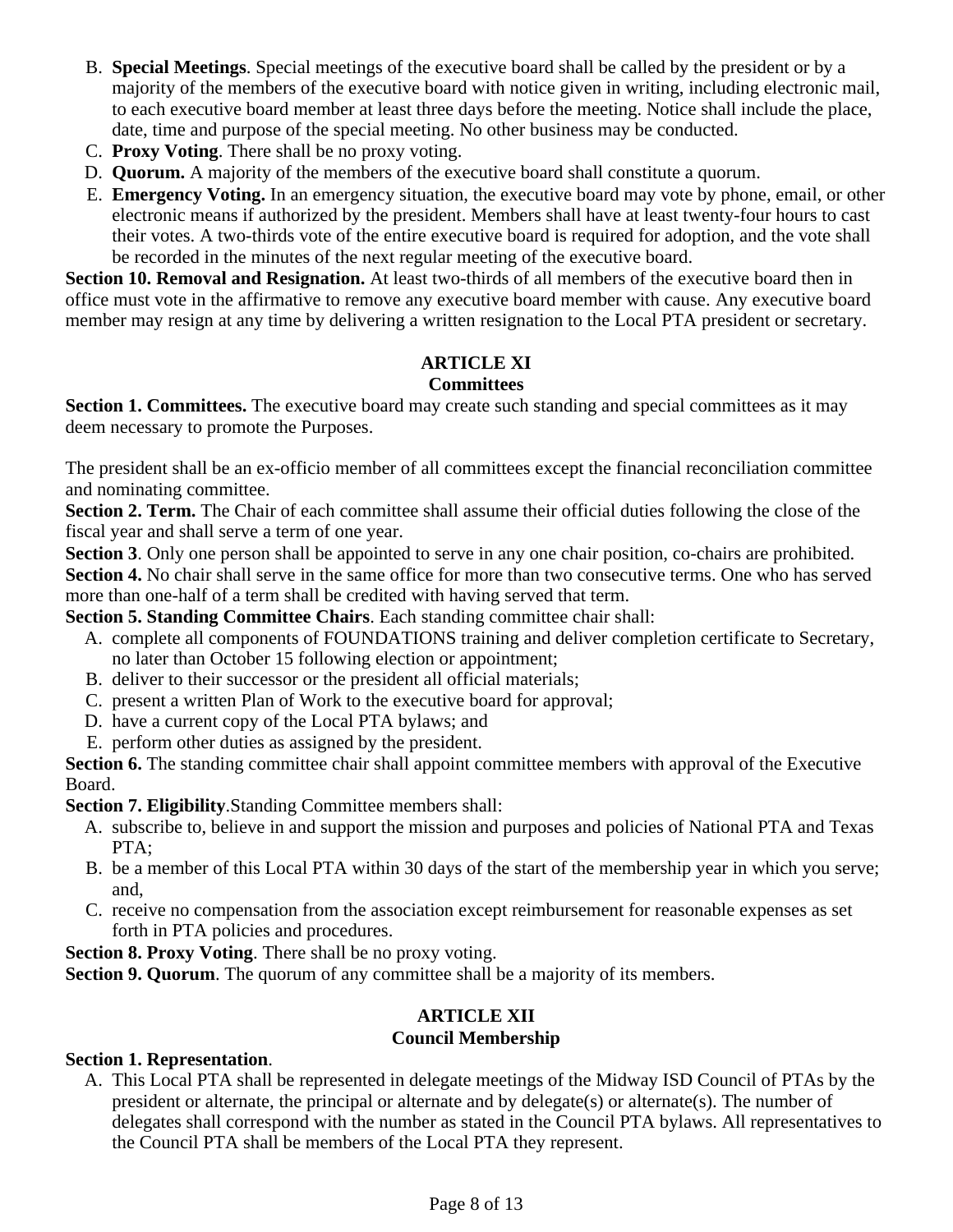B. **Special Meetings**. Special meetings of the executive board shall be called by the president or by a majority of the members of the executive board with notice given in writing, including electronic mail, to each executive board member at least three days before the meeting. Notice shall include the place, date, time and purpose of the special meeting. No other business may be conducted.

C. **Proxy Voting**. There shall be no proxy voting.

D. **Quorum.** A majority of the members of the executive board shall constitute a quorum.

E. **Emergency Voting.** In an emergency situation, the executive board may vote by phone, email, or other electronic means if authorized by the president. Members shall have at least twenty-four hours to cast their votes. A two-thirds vote of the entire executive board is required for adoption, and the vote shall be recorded in the minutes of the next regular meeting of the executive board.

**Section 10. Removal and Resignation.** At least two-thirds of all members of the executive board then in office must vote in the affirmative to remove any executive board member with cause. Any executive board member may resign at any time by delivering a written resignation to the Local PTA president or secretary.

## ARTICLE XI
## Committees

**Section 1. Committees.** The executive board may create such standing and special committees as it may deem necessary to promote the Purposes.

The president shall be an ex-officio member of all committees except the financial reconciliation committee and nominating committee.

**Section 2. Term.** The Chair of each committee shall assume their official duties following the close of the fiscal year and shall serve a term of one year.

**Section 3**. Only one person shall be appointed to serve in any one chair position, co-chairs are prohibited.

**Section 4.** No chair shall serve in the same office for more than two consecutive terms. One who has served more than one-half of a term shall be credited with having served that term.

**Section 5. Standing Committee Chairs**. Each standing committee chair shall:

A. complete all components of FOUNDATIONS training and deliver completion certificate to Secretary, no later than October 15 following election or appointment;
B. deliver to their successor or the president all official materials;
C. present a written Plan of Work to the executive board for approval;
D. have a current copy of the Local PTA bylaws; and
E. perform other duties as assigned by the president.

**Section 6.** The standing committee chair shall appoint committee members with approval of the Executive Board.

**Section 7. Eligibility**.Standing Committee members shall:

A. subscribe to, believe in and support the mission and purposes and policies of National PTA and Texas PTA;
B. be a member of this Local PTA within 30 days of the start of the membership year in which you serve; and,
C. receive no compensation from the association except reimbursement for reasonable expenses as set forth in PTA policies and procedures.

**Section 8. Proxy Voting**. There shall be no proxy voting.

**Section 9. Quorum**. The quorum of any committee shall be a majority of its members.

## ARTICLE XII
## Council Membership

**Section 1. Representation**.

A. This Local PTA shall be represented in delegate meetings of the Midway ISD Council of PTAs by the president or alternate, the principal or alternate and by delegate(s) or alternate(s). The number of delegates shall correspond with the number as stated in the Council PTA bylaws. All representatives to the Council PTA shall be members of the Local PTA they represent.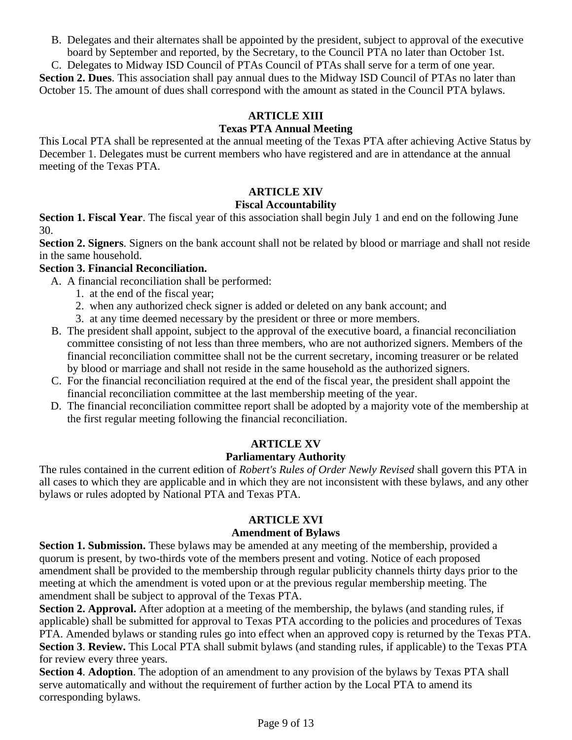B. Delegates and their alternates shall be appointed by the president, subject to approval of the executive board by September and reported, by the Secretary, to the Council PTA no later than October 1st.

C. Delegates to Midway ISD Council of PTAs Council of PTAs shall serve for a term of one year.

**Section 2. Dues**. This association shall pay annual dues to the Midway ISD Council of PTAs no later than October 15. The amount of dues shall correspond with the amount as stated in the Council PTA bylaws.

## ARTICLE XIII
## Texas PTA Annual Meeting

This Local PTA shall be represented at the annual meeting of the Texas PTA after achieving Active Status by December 1. Delegates must be current members who have registered and are in attendance at the annual meeting of the Texas PTA.

## ARTICLE XIV
## Fiscal Accountability

**Section 1. Fiscal Year**. The fiscal year of this association shall begin July 1 and end on the following June 30.

**Section 2. Signers**. Signers on the bank account shall not be related by blood or marriage and shall not reside in the same household.

**Section 3. Financial Reconciliation.**

A. A financial reconciliation shall be performed:
   1. at the end of the fiscal year;
   2. when any authorized check signer is added or deleted on any bank account; and
   3. at any time deemed necessary by the president or three or more members.

B. The president shall appoint, subject to the approval of the executive board, a financial reconciliation committee consisting of not less than three members, who are not authorized signers. Members of the financial reconciliation committee shall not be the current secretary, incoming treasurer or be related by blood or marriage and shall not reside in the same household as the authorized signers.

C. For the financial reconciliation required at the end of the fiscal year, the president shall appoint the financial reconciliation committee at the last membership meeting of the year.

D. The financial reconciliation committee report shall be adopted by a majority vote of the membership at the first regular meeting following the financial reconciliation.

## ARTICLE XV
## Parliamentary Authority

The rules contained in the current edition of *Robert's Rules of Order Newly Revised* shall govern this PTA in all cases to which they are applicable and in which they are not inconsistent with these bylaws, and any other bylaws or rules adopted by National PTA and Texas PTA.

## ARTICLE XVI
## Amendment of Bylaws

**Section 1. Submission.** These bylaws may be amended at any meeting of the membership, provided a quorum is present, by two-thirds vote of the members present and voting. Notice of each proposed amendment shall be provided to the membership through regular publicity channels thirty days prior to the meeting at which the amendment is voted upon or at the previous regular membership meeting. The amendment shall be subject to approval of the Texas PTA.

**Section 2. Approval.** After adoption at a meeting of the membership, the bylaws (and standing rules, if applicable) shall be submitted for approval to Texas PTA according to the policies and procedures of Texas PTA. Amended bylaws or standing rules go into effect when an approved copy is returned by the Texas PTA.

**Section 3**. **Review.** This Local PTA shall submit bylaws (and standing rules, if applicable) to the Texas PTA for review every three years.

**Section 4**. **Adoption**. The adoption of an amendment to any provision of the bylaws by Texas PTA shall serve automatically and without the requirement of further action by the Local PTA to amend its corresponding bylaws.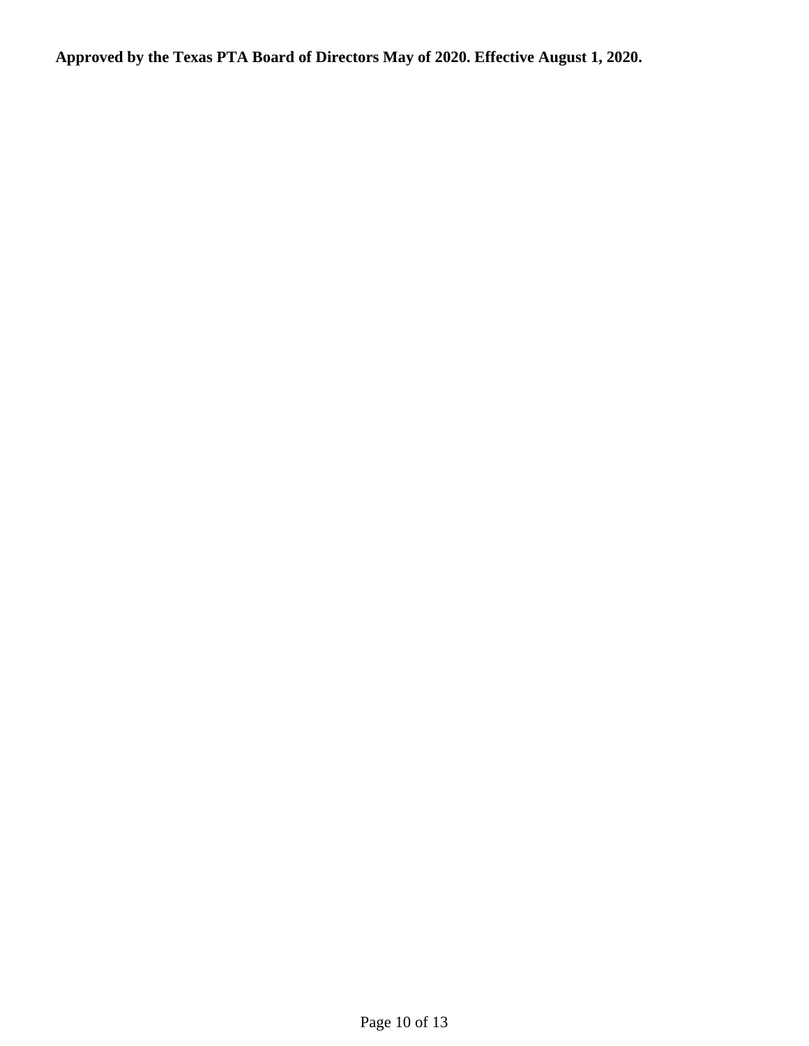**Approved by the Texas PTA Board of Directors May of 2020. Effective August 1, 2020.**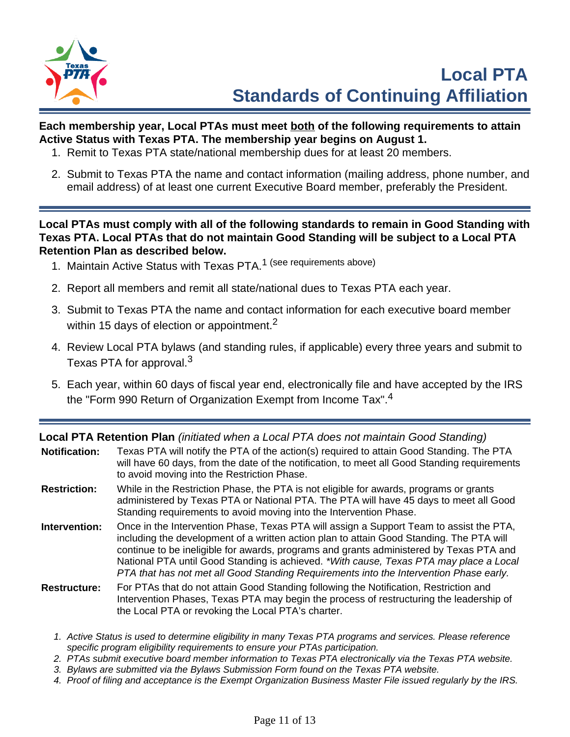# Local PTA Standards of Continuing Affiliation

**Each membership year, Local PTAs must meet both of the following requirements to attain Active Status with Texas PTA. The membership year begins on August 1.**

1. Remit to Texas PTA state/national membership dues for at least 20 members.
2. Submit to Texas PTA the name and contact information (mailing address, phone number, and email address) of at least one current Executive Board member, preferably the President.

---

**Local PTAs must comply with all of the following standards to remain in Good Standing with Texas PTA. Local PTAs that do not maintain Good Standing will be subject to a Local PTA Retention Plan as described below.**

1. Maintain Active Status with Texas PTA.[1] (see requirements above)
2. Report all members and remit all state/national dues to Texas PTA each year.
3. Submit to Texas PTA the name and contact information for each executive board member within 15 days of election or appointment.[2]
4. Review Local PTA bylaws (and standing rules, if applicable) every three years and submit to Texas PTA for approval.[3]
5. Each year, within 60 days of fiscal year end, electronically file and have accepted by the IRS the "Form 990 Return of Organization Exempt from Income Tax".[4]

---

**Local PTA Retention Plan** *(initiated when a Local PTA does not maintain Good Standing)*

**Notification:** Texas PTA will notify the PTA of the action(s) required to attain Good Standing. The PTA will have 60 days, from the date of the notification, to meet all Good Standing requirements to avoid moving into the Restriction Phase.

**Restriction:** While in the Restriction Phase, the PTA is not eligible for awards, programs or grants administered by Texas PTA or National PTA. The PTA will have 45 days to meet all Good Standing requirements to avoid moving into the Intervention Phase.

**Intervention:** Once in the Intervention Phase, Texas PTA will assign a Support Team to assist the PTA, including the development of a written action plan to attain Good Standing. The PTA will continue to be ineligible for awards, programs and grants administered by Texas PTA and National PTA until Good Standing is achieved. *\*With cause, Texas PTA may place a Local PTA that has not met all Good Standing Requirements into the Intervention Phase early.*

**Restructure:** For PTAs that do not attain Good Standing following the Notification, Restriction and Intervention Phases, Texas PTA may begin the process of restructuring the leadership of the Local PTA or revoking the Local PTA's charter.

1. *Active Status is used to determine eligibility in many Texas PTA programs and services. Please reference specific program eligibility requirements to ensure your PTAs participation.*
2. *PTAs submit executive board member information to Texas PTA electronically via the Texas PTA website.*
3. *Bylaws are submitted via the Bylaws Submission Form found on the Texas PTA website.*
4. *Proof of filing and acceptance is the Exempt Organization Business Master File issued regularly by the IRS.*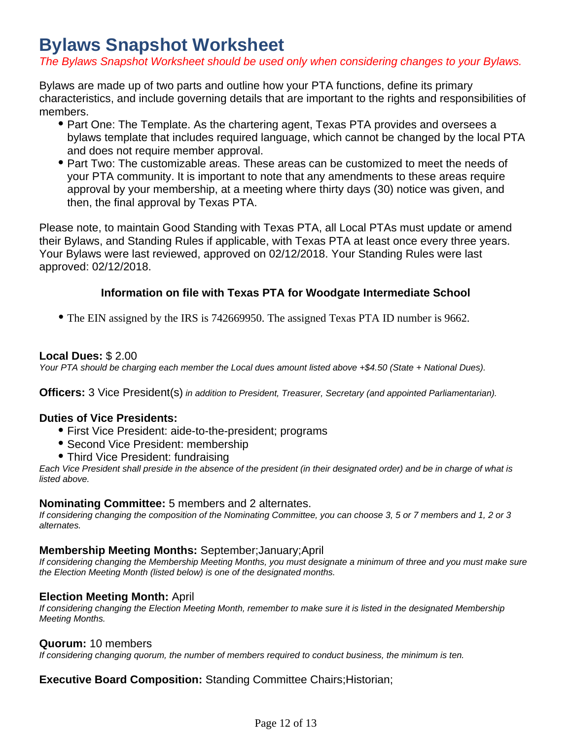# Bylaws Snapshot Worksheet

*The Bylaws Snapshot Worksheet should be used only when considering changes to your Bylaws.*

Bylaws are made up of two parts and outline how your PTA functions, define its primary characteristics, and include governing details that are important to the rights and responsibilities of members.

- Part One: The Template. As the chartering agent, Texas PTA provides and oversees a bylaws template that includes required language, which cannot be changed by the local PTA and does not require member approval.
- Part Two: The customizable areas. These areas can be customized to meet the needs of your PTA community. It is important to note that any amendments to these areas require approval by your membership, at a meeting where thirty days (30) notice was given, and then, the final approval by Texas PTA.

Please note, to maintain Good Standing with Texas PTA, all Local PTAs must update or amend their Bylaws, and Standing Rules if applicable, with Texas PTA at least once every three years. Your Bylaws were last reviewed, approved on 02/12/2018. Your Standing Rules were last approved: 02/12/2018.

**Information on file with Texas PTA for Woodgate Intermediate School**

- The EIN assigned by the IRS is 742669950. The assigned Texas PTA ID number is 9662.

**Local Dues:** $ 2.00
*Your PTA should be charging each member the Local dues amount listed above +$4.50 (State + National Dues).*

**Officers:** 3 Vice President(s) *in addition to President, Treasurer, Secretary (and appointed Parliamentarian).*

**Duties of Vice Presidents:**

- First Vice President: aide-to-the-president; programs
- Second Vice President: membership
- Third Vice President: fundraising

*Each Vice President shall preside in the absence of the president (in their designated order) and be in charge of what is listed above.*

**Nominating Committee:** 5 members and 2 alternates.
*If considering changing the composition of the Nominating Committee, you can choose 3, 5 or 7 members and 1, 2 or 3 alternates.*

**Membership Meeting Months:** September;January;April
*If considering changing the Membership Meeting Months, you must designate a minimum of three and you must make sure the Election Meeting Month (listed below) is one of the designated months.*

**Election Meeting Month:** April
*If considering changing the Election Meeting Month, remember to make sure it is listed in the designated Membership Meeting Months.*

**Quorum:** 10 members
*If considering changing quorum, the number of members required to conduct business, the minimum is ten.*

**Executive Board Composition:** Standing Committee Chairs;Historian;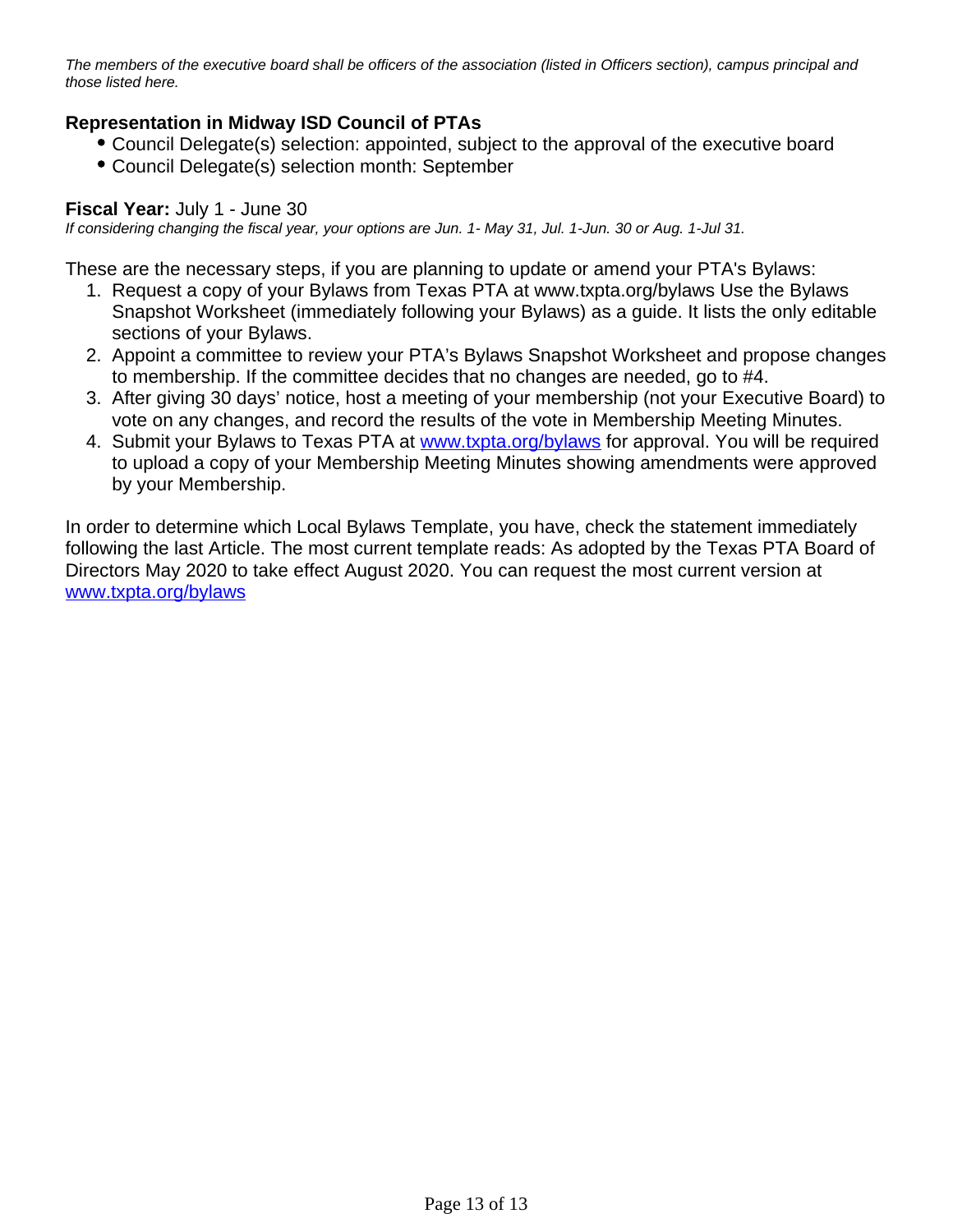*The members of the executive board shall be officers of the association (listed in Officers section), campus principal and those listed here.*

**Representation in Midway ISD Council of PTAs**

- Council Delegate(s) selection: appointed, subject to the approval of the executive board
- Council Delegate(s) selection month: September

**Fiscal Year:** July 1 - June 30

*If considering changing the fiscal year, your options are Jun. 1- May 31, Jul. 1-Jun. 30 or Aug. 1-Jul 31.*

These are the necessary steps, if you are planning to update or amend your PTA's Bylaws:

1. Request a copy of your Bylaws from Texas PTA at www.txpta.org/bylaws Use the Bylaws Snapshot Worksheet (immediately following your Bylaws) as a guide. It lists the only editable sections of your Bylaws.
2. Appoint a committee to review your PTA's Bylaws Snapshot Worksheet and propose changes to membership. If the committee decides that no changes are needed, go to #4.
3. After giving 30 days' notice, host a meeting of your membership (not your Executive Board) to vote on any changes, and record the results of the vote in Membership Meeting Minutes.
4. Submit your Bylaws to Texas PTA at [www.txpta.org/bylaws](www.txpta.org/bylaws) for approval. You will be required to upload a copy of your Membership Meeting Minutes showing amendments were approved by your Membership.

In order to determine which Local Bylaws Template, you have, check the statement immediately following the last Article. The most current template reads: As adopted by the Texas PTA Board of Directors May 2020 to take effect August 2020. You can request the most current version at [www.txpta.org/bylaws](www.txpta.org/bylaws)